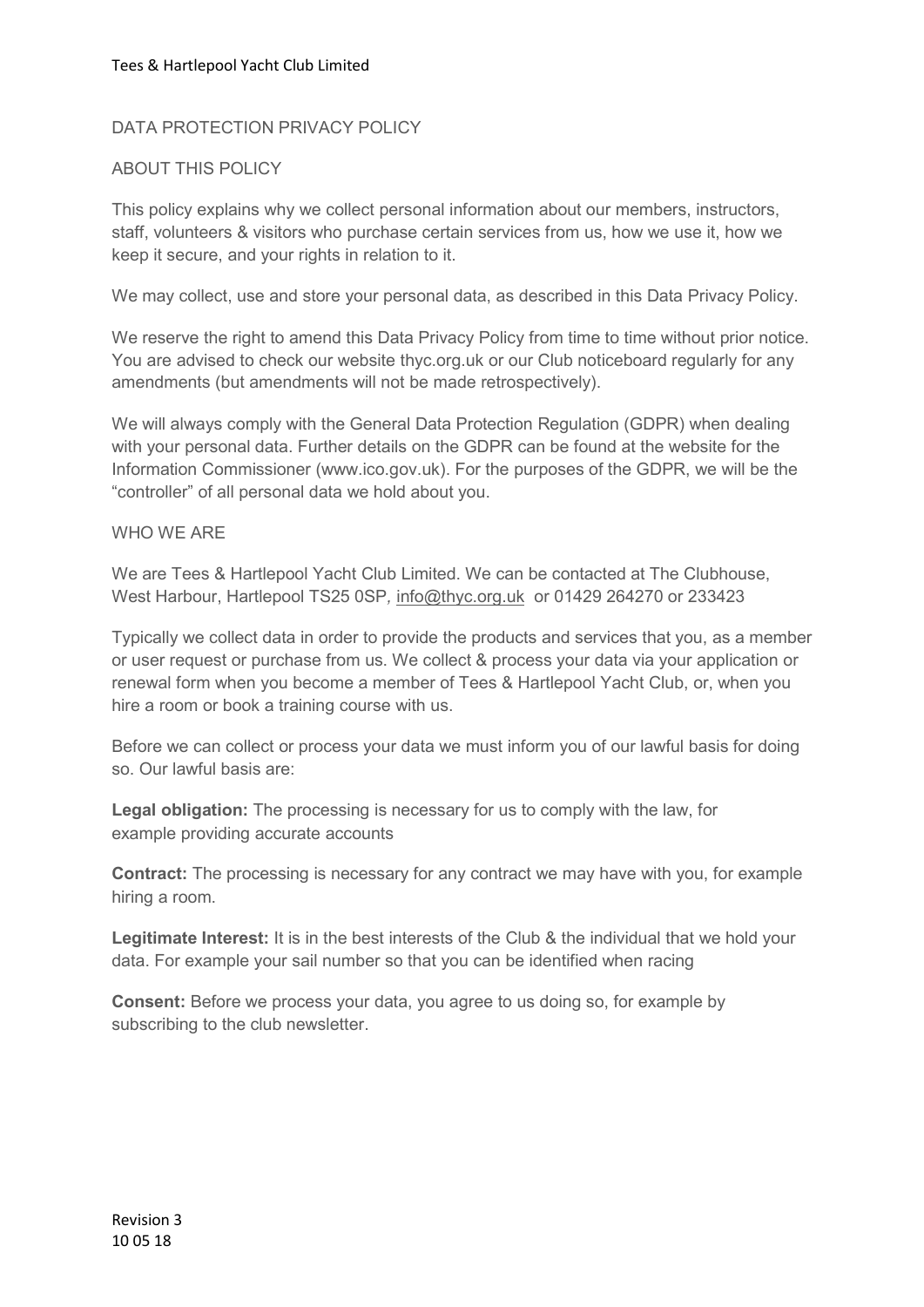# DATA PROTECTION PRIVACY POLICY

## ABOUT THIS POLICY

This policy explains why we collect personal information about our members, instructors, staff, volunteers & visitors who purchase certain services from us, how we use it, how we keep it secure, and your rights in relation to it.

We may collect, use and store your personal data, as described in this Data Privacy Policy.

We reserve the right to amend this Data Privacy Policy from time to time without prior notice. You are advised to check our website thyc.org.uk or our Club noticeboard regularly for any amendments (but amendments will not be made retrospectively).

We will always comply with the General Data Protection Regulation (GDPR) when dealing with your personal data. Further details on the GDPR can be found at the website for the Information Commissioner (www.ico.gov.uk). For the purposes of the GDPR, we will be the "controller" of all personal data we hold about you.

## WHO WE ARE

We are Tees & Hartlepool Yacht Club Limited. We can be contacted at The Clubhouse, West Harbour, Hartlepool TS25 0SP, info@thyc.org.uk or 01429 264270 or 233423

Typically we collect data in order to provide the products and services that you, as a member or user request or purchase from us. We collect & process your data via your application or renewal form when you become a member of Tees & Hartlepool Yacht Club, or, when you hire a room or book a training course with us.

Before we can collect or process your data we must inform you of our lawful basis for doing so. Our lawful basis are:

**Legal obligation:** The processing is necessary for us to comply with the law, for example providing accurate accounts

**Contract:** The processing is necessary for any contract we may have with you, for example hiring a room.

**Legitimate Interest:** It is in the best interests of the Club & the individual that we hold your data. For example your sail number so that you can be identified when racing

**Consent:** Before we process your data, you agree to us doing so, for example by subscribing to the club newsletter.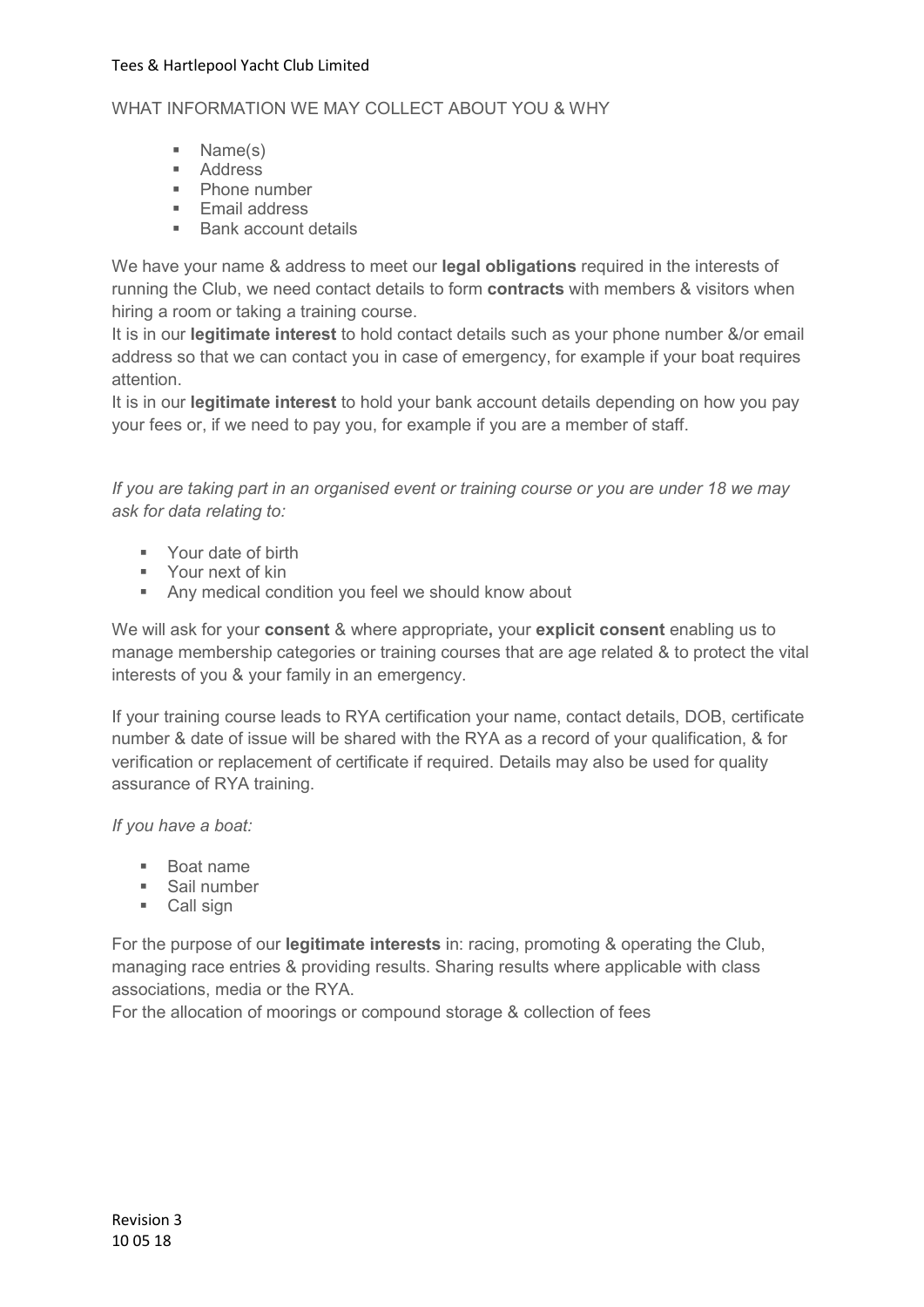## WHAT INFORMATION WE MAY COLLECT ABOUT YOU & WHY

- Name(s)
- Address
- Phone number
- Email address
- Bank account details

We have your name & address to meet our **legal obligations** required in the interests of running the Club, we need contact details to form **contracts** with members & visitors when hiring a room or taking a training course.
It is in our **legitimate interest** to hold contact details such as your phone number &/or email address so that we can contact you in case of emergency, for example if your boat requires attention.
It is in our **legitimate interest** to hold your bank account details depending on how you pay your fees or, if we need to pay you, for example if you are a member of staff.

*If you are taking part in an organised event or training course or you are under 18 we may ask for data relating to:*

- Your date of birth
- Your next of kin
- Any medical condition you feel we should know about

We will ask for your **consent** & where appropriate**,** your **explicit consent** enabling us to manage membership categories or training courses that are age related & to protect the vital interests of you & your family in an emergency.

If your training course leads to RYA certification your name, contact details, DOB, certificate number & date of issue will be shared with the RYA as a record of your qualification, & for verification or replacement of certificate if required. Details may also be used for quality assurance of RYA training.

*If you have a boat:*

- Boat name
- Sail number
- Call sign

For the purpose of our **legitimate interests** in: racing, promoting & operating the Club, managing race entries & providing results. Sharing results where applicable with class associations, media or the RYA.
For the allocation of moorings or compound storage & collection of fees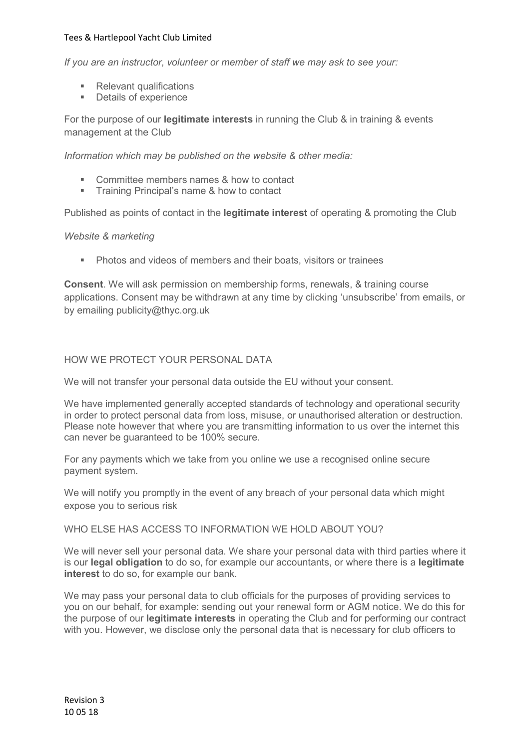*If you are an instructor, volunteer or member of staff we may ask to see your:*

- Relevant qualifications
- Details of experience

For the purpose of our **legitimate interests** in running the Club & in training & events management at the Club

*Information which may be published on the website & other media:*

- Committee members names & how to contact
- Training Principal's name & how to contact

Published as points of contact in the **legitimate interest** of operating & promoting the Club

*Website & marketing*

- Photos and videos of members and their boats, visitors or trainees

**Consent**. We will ask permission on membership forms, renewals, & training course applications. Consent may be withdrawn at any time by clicking 'unsubscribe' from emails, or by emailing publicity@thyc.org.uk

## HOW WE PROTECT YOUR PERSONAL DATA

We will not transfer your personal data outside the EU without your consent.

We have implemented generally accepted standards of technology and operational security in order to protect personal data from loss, misuse, or unauthorised alteration or destruction. Please note however that where you are transmitting information to us over the internet this can never be guaranteed to be 100% secure.

For any payments which we take from you online we use a recognised online secure payment system.

We will notify you promptly in the event of any breach of your personal data which might expose you to serious risk

## WHO ELSE HAS ACCESS TO INFORMATION WE HOLD ABOUT YOU?

We will never sell your personal data. We share your personal data with third parties where it is our **legal obligation** to do so, for example our accountants, or where there is a **legitimate interest** to do so, for example our bank.

We may pass your personal data to club officials for the purposes of providing services to you on our behalf, for example: sending out your renewal form or AGM notice. We do this for the purpose of our **legitimate interests** in operating the Club and for performing our contract with you. However, we disclose only the personal data that is necessary for club officers to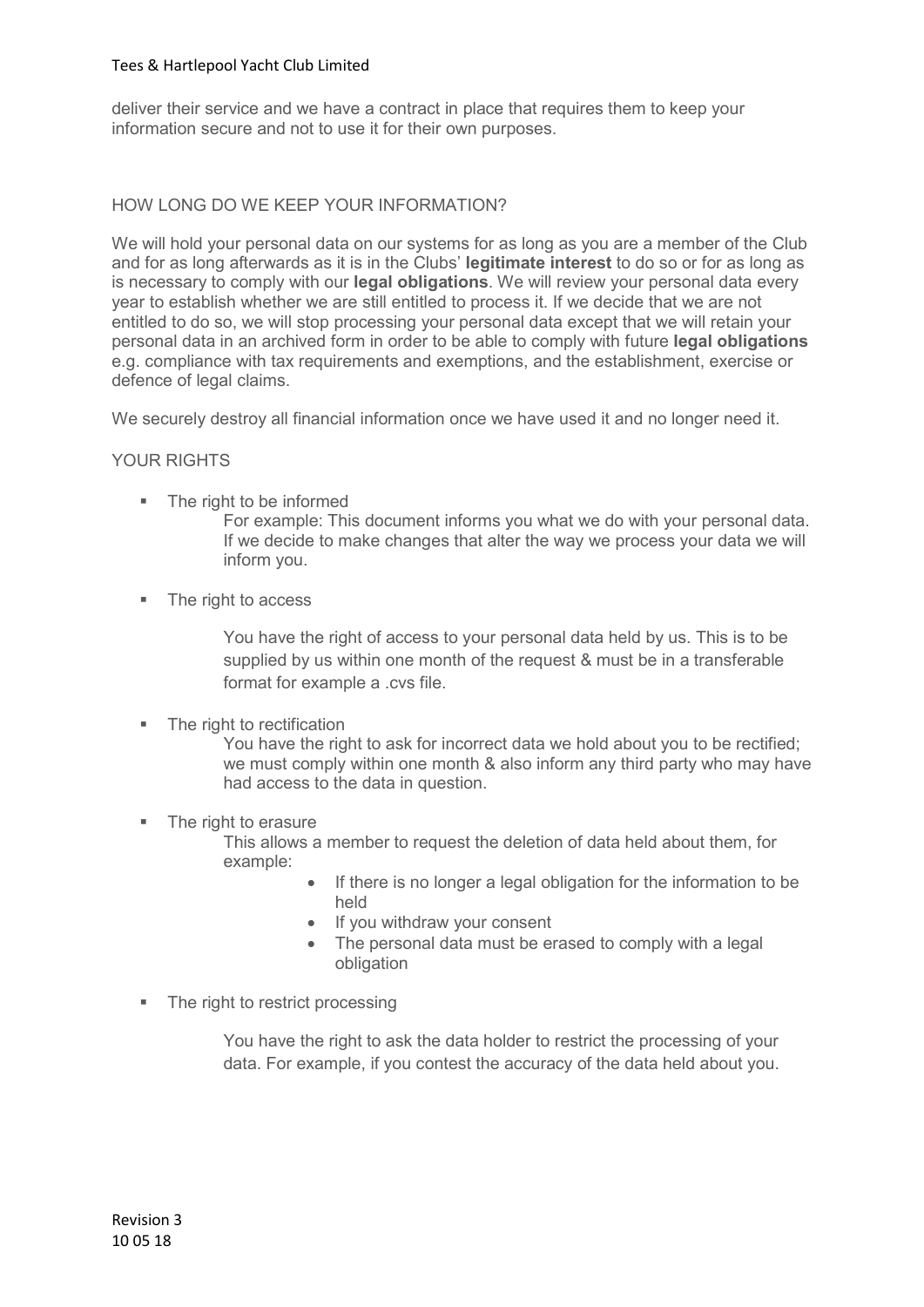deliver their service and we have a contract in place that requires them to keep your information secure and not to use it for their own purposes.

## HOW LONG DO WE KEEP YOUR INFORMATION?

We will hold your personal data on our systems for as long as you are a member of the Club and for as long afterwards as it is in the Clubs' **legitimate interest** to do so or for as long as is necessary to comply with our **legal obligations**. We will review your personal data every year to establish whether we are still entitled to process it. If we decide that we are not entitled to do so, we will stop processing your personal data except that we will retain your personal data in an archived form in order to be able to comply with future **legal obligations** e.g. compliance with tax requirements and exemptions, and the establishment, exercise or defence of legal claims.

We securely destroy all financial information once we have used it and no longer need it.

## YOUR RIGHTS

- The right to be informed

  For example: This document informs you what we do with your personal data. If we decide to make changes that alter the way we process your data we will inform you.

- The right to access

  You have the right of access to your personal data held by us. This is to be supplied by us within one month of the request & must be in a transferable format for example a .cvs file.

- The right to rectification

  You have the right to ask for incorrect data we hold about you to be rectified; we must comply within one month & also inform any third party who may have had access to the data in question.

- The right to erasure

  This allows a member to request the deletion of data held about them, for example:

  - If there is no longer a legal obligation for the information to be held
  - If you withdraw your consent
  - The personal data must be erased to comply with a legal obligation

- The right to restrict processing

  You have the right to ask the data holder to restrict the processing of your data. For example, if you contest the accuracy of the data held about you.

Revision 3
10 05 18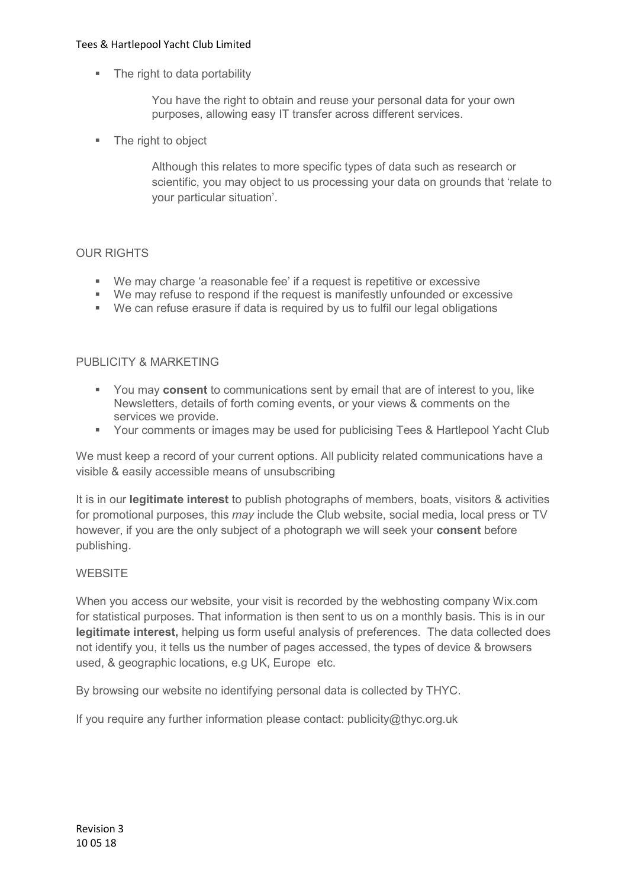- The right to data portability

  You have the right to obtain and reuse your personal data for your own purposes, allowing easy IT transfer across different services.

- The right to object

  Although this relates to more specific types of data such as research or scientific, you may object to us processing your data on grounds that 'relate to your particular situation'.

## OUR RIGHTS

- We may charge 'a reasonable fee' if a request is repetitive or excessive
- We may refuse to respond if the request is manifestly unfounded or excessive
- We can refuse erasure if data is required by us to fulfil our legal obligations

## PUBLICITY & MARKETING

- You may **consent** to communications sent by email that are of interest to you, like Newsletters, details of forth coming events, or your views & comments on the services we provide.
- Your comments or images may be used for publicising Tees & Hartlepool Yacht Club

We must keep a record of your current options. All publicity related communications have a visible & easily accessible means of unsubscribing

It is in our **legitimate interest** to publish photographs of members, boats, visitors & activities for promotional purposes, this *may* include the Club website, social media, local press or TV however, if you are the only subject of a photograph we will seek your **consent** before publishing.

## WEBSITE

When you access our website, your visit is recorded by the webhosting company Wix.com for statistical purposes. That information is then sent to us on a monthly basis. This is in our **legitimate interest,** helping us form useful analysis of preferences. The data collected does not identify you, it tells us the number of pages accessed, the types of device & browsers used, & geographic locations, e.g UK, Europe etc.

By browsing our website no identifying personal data is collected by THYC.

If you require any further information please contact: publicity@thyc.org.uk

Revision 3
10 05 18